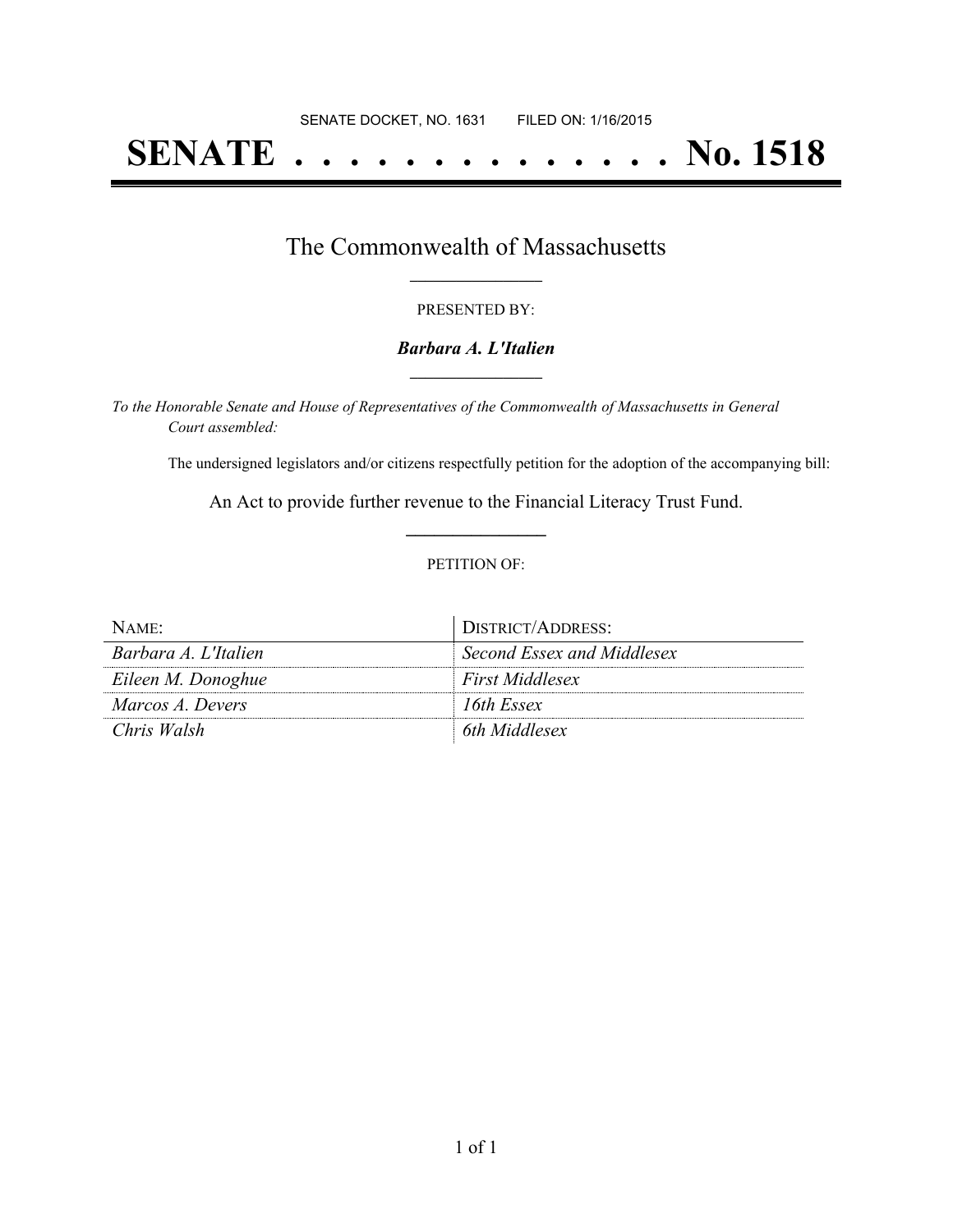SENATE DOCKET, NO. 1631 FILED ON: 1/16/2015

# SENATE . . . . . . . . . . . . . . No. 1518

## The Commonwealth of Massachusetts

PRESENTED BY:

***Barbara A. L'Italien***

*To the Honorable Senate and House of Representatives of the Commonwealth of Massachusetts in General Court assembled:*

The undersigned legislators and/or citizens respectfully petition for the adoption of the accompanying bill:

An Act to provide further revenue to the Financial Literacy Trust Fund.

PETITION OF:

| NAME: | DISTRICT/ADDRESS: |
|---|---|
| *Barbara A. L'Italien* | *Second Essex and Middlesex* |
| *Eileen M. Donoghue* | *First Middlesex* |
| *Marcos A. Devers* | *16th Essex* |
| *Chris Walsh* | *6th Middlesex* |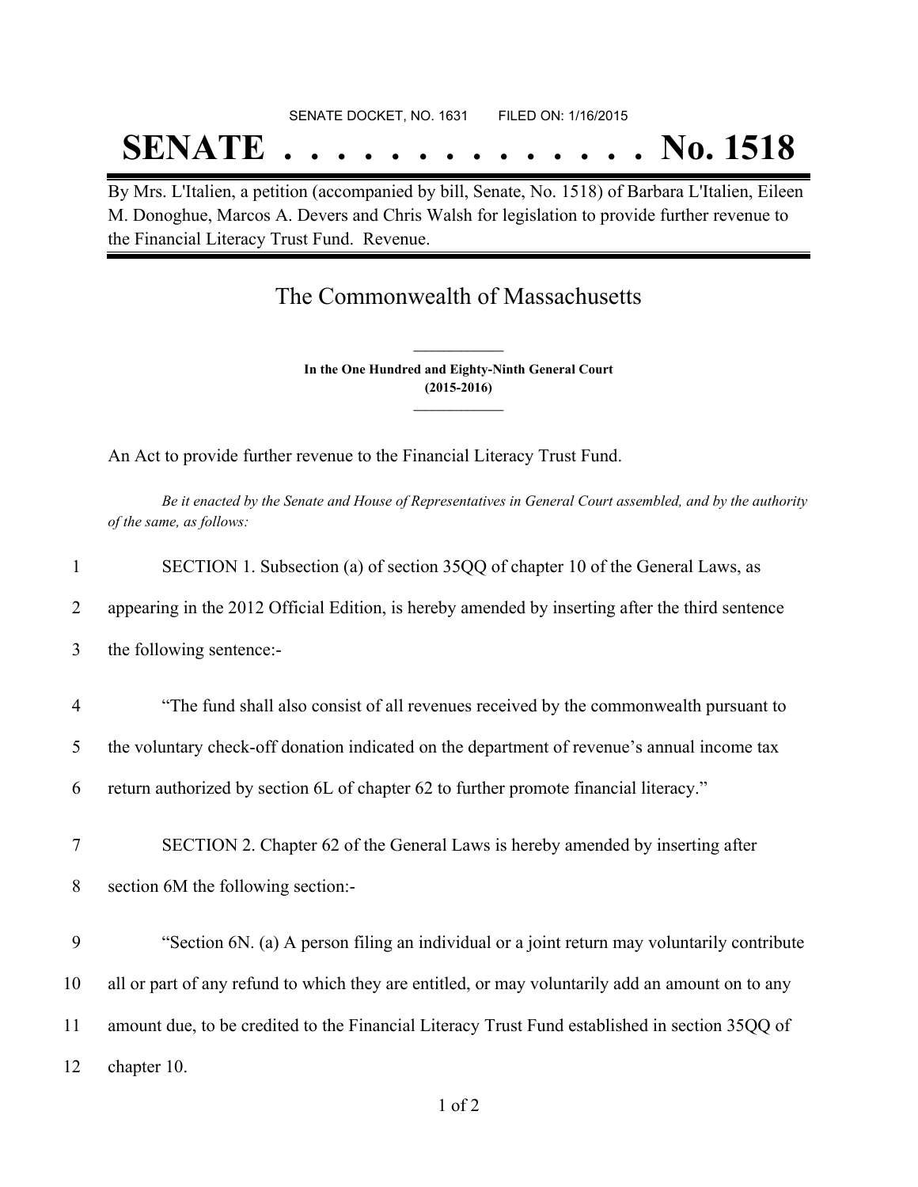SENATE DOCKET, NO. 1631 FILED ON: 1/16/2015

# SENATE . . . . . . . . . . . . . . No. 1518

By Mrs. L'Italien, a petition (accompanied by bill, Senate, No. 1518) of Barbara L'Italien, Eileen M. Donoghue, Marcos A. Devers and Chris Walsh for legislation to provide further revenue to the Financial Literacy Trust Fund. Revenue.

## The Commonwealth of Massachusetts

**In the One Hundred and Eighty-Ninth General Court**
**(2015-2016)**

An Act to provide further revenue to the Financial Literacy Trust Fund.

*Be it enacted by the Senate and House of Representatives in General Court assembled, and by the authority of the same, as follows:*

1 SECTION 1. Subsection (a) of section 35QQ of chapter 10 of the General Laws, as
2 appearing in the 2012 Official Edition, is hereby amended by inserting after the third sentence
3 the following sentence:-

4 "The fund shall also consist of all revenues received by the commonwealth pursuant to
5 the voluntary check-off donation indicated on the department of revenue's annual income tax
6 return authorized by section 6L of chapter 62 to further promote financial literacy."

7 SECTION 2. Chapter 62 of the General Laws is hereby amended by inserting after
8 section 6M the following section:-

9 "Section 6N. (a) A person filing an individual or a joint return may voluntarily contribute
10 all or part of any refund to which they are entitled, or may voluntarily add an amount on to any
11 amount due, to be credited to the Financial Literacy Trust Fund established in section 35QQ of
12 chapter 10.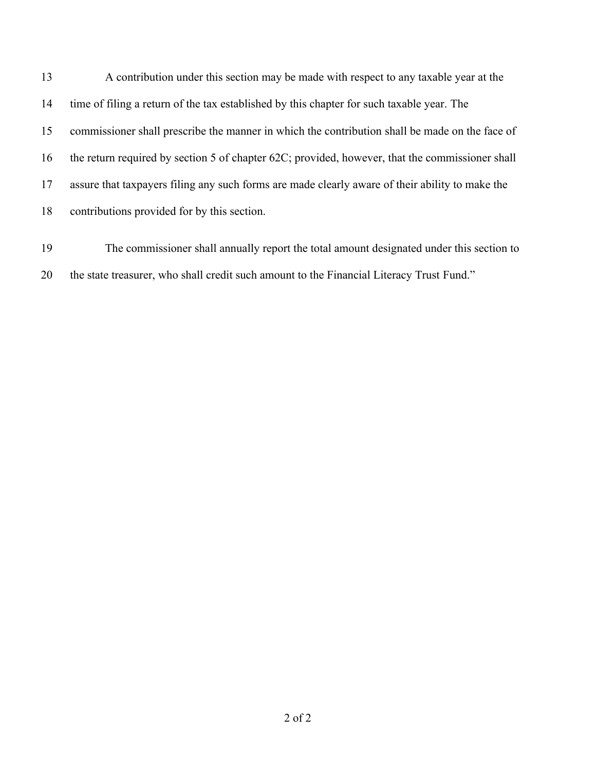A contribution under this section may be made with respect to any taxable year at the time of filing a return of the tax established by this chapter for such taxable year. The commissioner shall prescribe the manner in which the contribution shall be made on the face of the return required by section 5 of chapter 62C; provided, however, that the commissioner shall assure that taxpayers filing any such forms are made clearly aware of their ability to make the contributions provided for by this section.

The commissioner shall annually report the total amount designated under this section to the state treasurer, who shall credit such amount to the Financial Literacy Trust Fund."